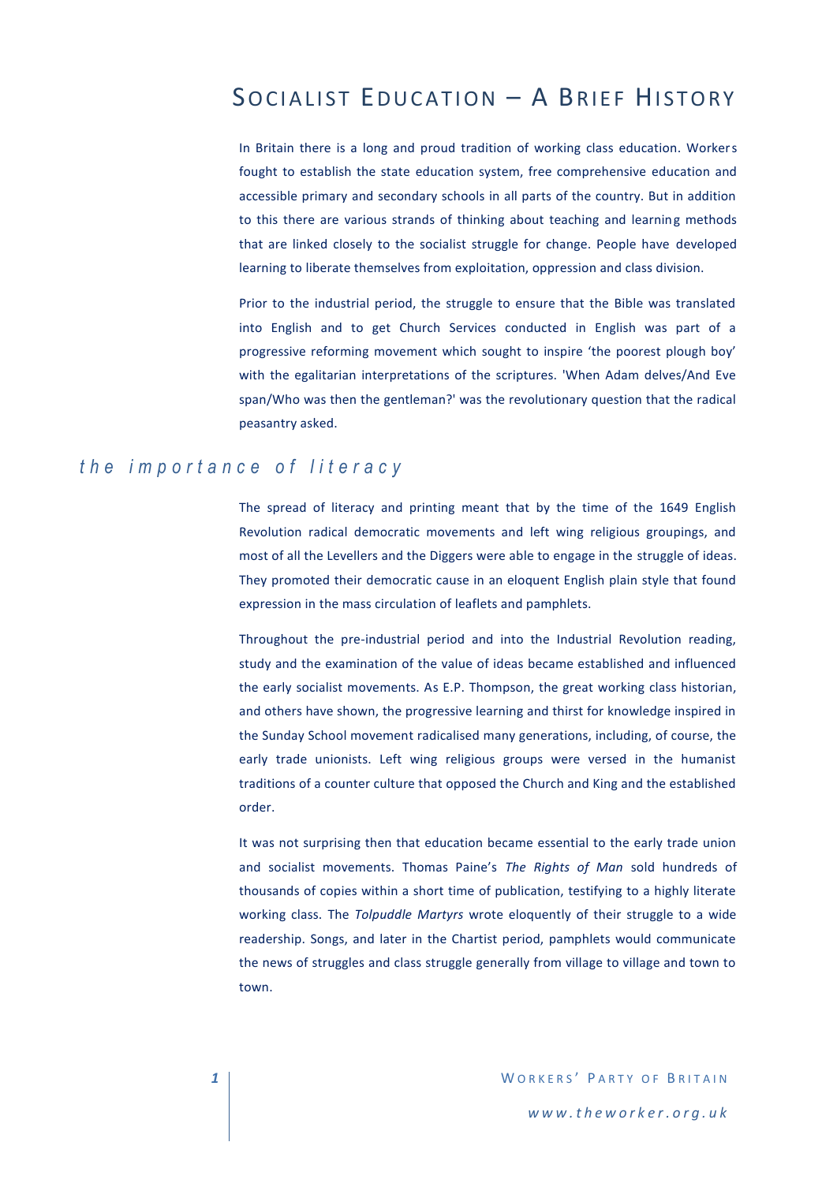# Socialist Education – A Brief History

In Britain there is a long and proud tradition of working class education. Workers fought to establish the state education system, free comprehensive education and accessible primary and secondary schools in all parts of the country. But in addition to this there are various strands of thinking about teaching and learning methods that are linked closely to the socialist struggle for change. People have developed learning to liberate themselves from exploitation, oppression and class division.

Prior to the industrial period, the struggle to ensure that the Bible was translated into English and to get Church Services conducted in English was part of a progressive reforming movement which sought to inspire 'the poorest plough boy' with the egalitarian interpretations of the scriptures. 'When Adam delves/And Eve span/Who was then the gentleman?' was the revolutionary question that the radical peasantry asked.

## *the importance of literacy*

The spread of literacy and printing meant that by the time of the 1649 English Revolution radical democratic movements and left wing religious groupings, and most of all the Levellers and the Diggers were able to engage in the struggle of ideas. They promoted their democratic cause in an eloquent English plain style that found expression in the mass circulation of leaflets and pamphlets.

Throughout the pre-industrial period and into the Industrial Revolution reading, study and the examination of the value of ideas became established and influenced the early socialist movements. As E.P. Thompson, the great working class historian, and others have shown, the progressive learning and thirst for knowledge inspired in the Sunday School movement radicalised many generations, including, of course, the early trade unionists. Left wing religious groups were versed in the humanist traditions of a counter culture that opposed the Church and King and the established order.

It was not surprising then that education became essential to the early trade union and socialist movements. Thomas Paine's *The Rights of Man* sold hundreds of thousands of copies within a short time of publication, testifying to a highly literate working class. The *Tolpuddle Martyrs* wrote eloquently of their struggle to a wide readership. Songs, and later in the Chartist period, pamphlets would communicate the news of struggles and class struggle generally from village to village and town to town.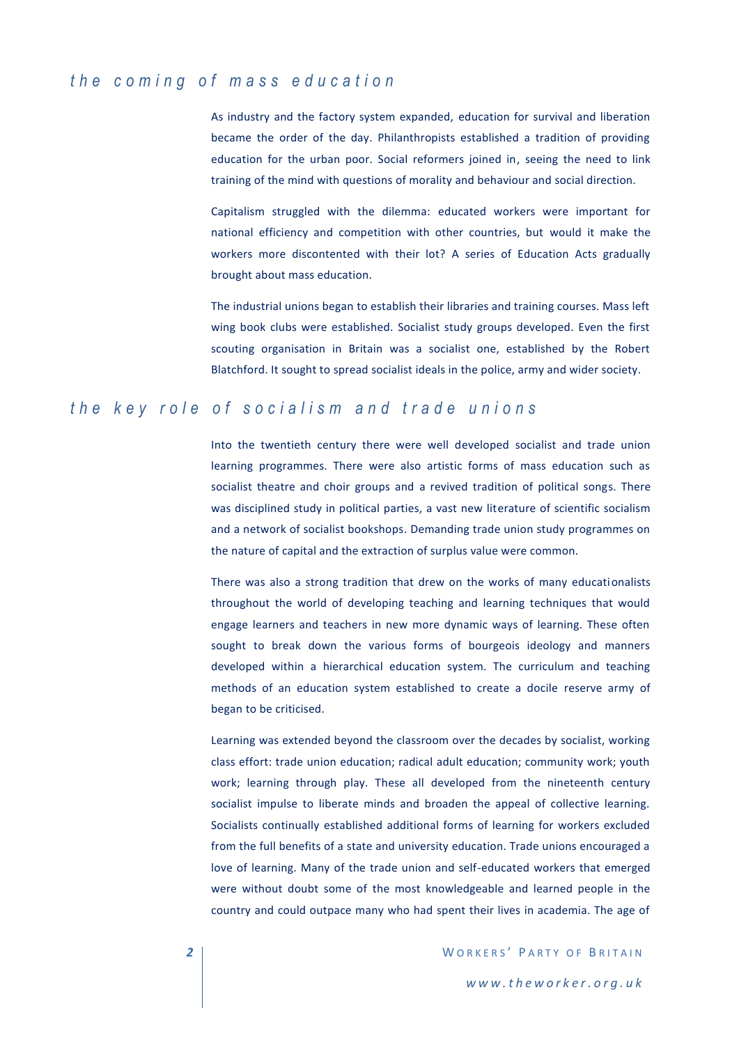## the coming of mass education

As industry and the factory system expanded, education for survival and liberation became the order of the day. Philanthropists established a tradition of providing education for the urban poor. Social reformers joined in, seeing the need to link training of the mind with questions of morality and behaviour and social direction.

Capitalism struggled with the dilemma: educated workers were important for national efficiency and competition with other countries, but would it make the workers more discontented with their lot? A series of Education Acts gradually brought about mass education.

The industrial unions began to establish their libraries and training courses. Mass left wing book clubs were established. Socialist study groups developed. Even the first scouting organisation in Britain was a socialist one, established by the Robert Blatchford. It sought to spread socialist ideals in the police, army and wider society.

## the key role of socialism and trade unions

Into the twentieth century there were well developed socialist and trade union learning programmes. There were also artistic forms of mass education such as socialist theatre and choir groups and a revived tradition of political songs. There was disciplined study in political parties, a vast new literature of scientific socialism and a network of socialist bookshops. Demanding trade union study programmes on the nature of capital and the extraction of surplus value were common.

There was also a strong tradition that drew on the works of many educationalists throughout the world of developing teaching and learning techniques that would engage learners and teachers in new more dynamic ways of learning. These often sought to break down the various forms of bourgeois ideology and manners developed within a hierarchical education system. The curriculum and teaching methods of an education system established to create a docile reserve army of began to be criticised.

Learning was extended beyond the classroom over the decades by socialist, working class effort: trade union education; radical adult education; community work; youth work; learning through play. These all developed from the nineteenth century socialist impulse to liberate minds and broaden the appeal of collective learning. Socialists continually established additional forms of learning for workers excluded from the full benefits of a state and university education. Trade unions encouraged a love of learning. Many of the trade union and self-educated workers that emerged were without doubt some of the most knowledgeable and learned people in the country and could outpace many who had spent their lives in academia. The age of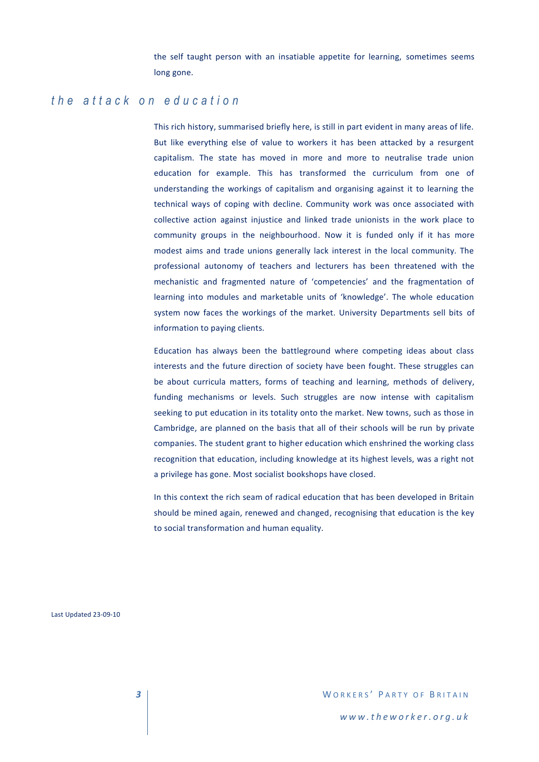the self taught person with an insatiable appetite for learning, sometimes seems long gone.

## *the attack on education*

This rich history, summarised briefly here, is still in part evident in many areas of life. But like everything else of value to workers it has been attacked by a resurgent capitalism. The state has moved in more and more to neutralise trade union education for example. This has transformed the curriculum from one of understanding the workings of capitalism and organising against it to learning the technical ways of coping with decline. Community work was once associated with collective action against injustice and linked trade unionists in the work place to community groups in the neighbourhood. Now it is funded only if it has more modest aims and trade unions generally lack interest in the local community. The professional autonomy of teachers and lecturers has been threatened with the mechanistic and fragmented nature of 'competencies' and the fragmentation of learning into modules and marketable units of 'knowledge'. The whole education system now faces the workings of the market. University Departments sell bits of information to paying clients.

Education has always been the battleground where competing ideas about class interests and the future direction of society have been fought. These struggles can be about curricula matters, forms of teaching and learning, methods of delivery, funding mechanisms or levels. Such struggles are now intense with capitalism seeking to put education in its totality onto the market. New towns, such as those in Cambridge, are planned on the basis that all of their schools will be run by private companies. The student grant to higher education which enshrined the working class recognition that education, including knowledge at its highest levels, was a right not a privilege has gone. Most socialist bookshops have closed.

In this context the rich seam of radical education that has been developed in Britain should be mined again, renewed and changed, recognising that education is the key to social transformation and human equality.

Last Updated 23-09-10